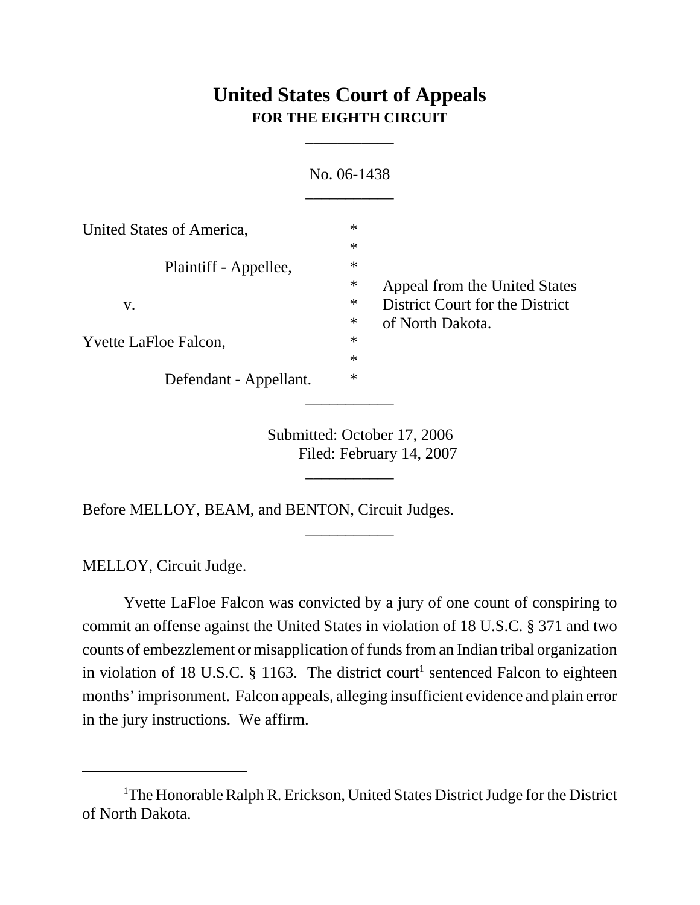# United States Court of Appeals
## FOR THE EIGHTH CIRCUIT

---

No. 06-1438

---

| | | |
|---|---|---|
| United States of America, | * | |
| | * | |
| Plaintiff - Appellee, | * | |
| | * | Appeal from the United States |
| v. | * | District Court for the District |
| | * | of North Dakota. |
| Yvette LaFloe Falcon, | * | |
| | * | |
| Defendant - Appellant. | * | |

---

Submitted: October 17, 2006
Filed: February 14, 2007

---

Before MELLOY, BEAM, and BENTON, Circuit Judges.

---

MELLOY, Circuit Judge.

Yvette LaFloe Falcon was convicted by a jury of one count of conspiring to commit an offense against the United States in violation of 18 U.S.C. § 371 and two counts of embezzlement or misapplication of funds from an Indian tribal organization in violation of 18 U.S.C. § 1163. The district court[1] sentenced Falcon to eighteen months' imprisonment. Falcon appeals, alleging insufficient evidence and plain error in the jury instructions. We affirm.

---

[1] The Honorable Ralph R. Erickson, United States District Judge for the District of North Dakota.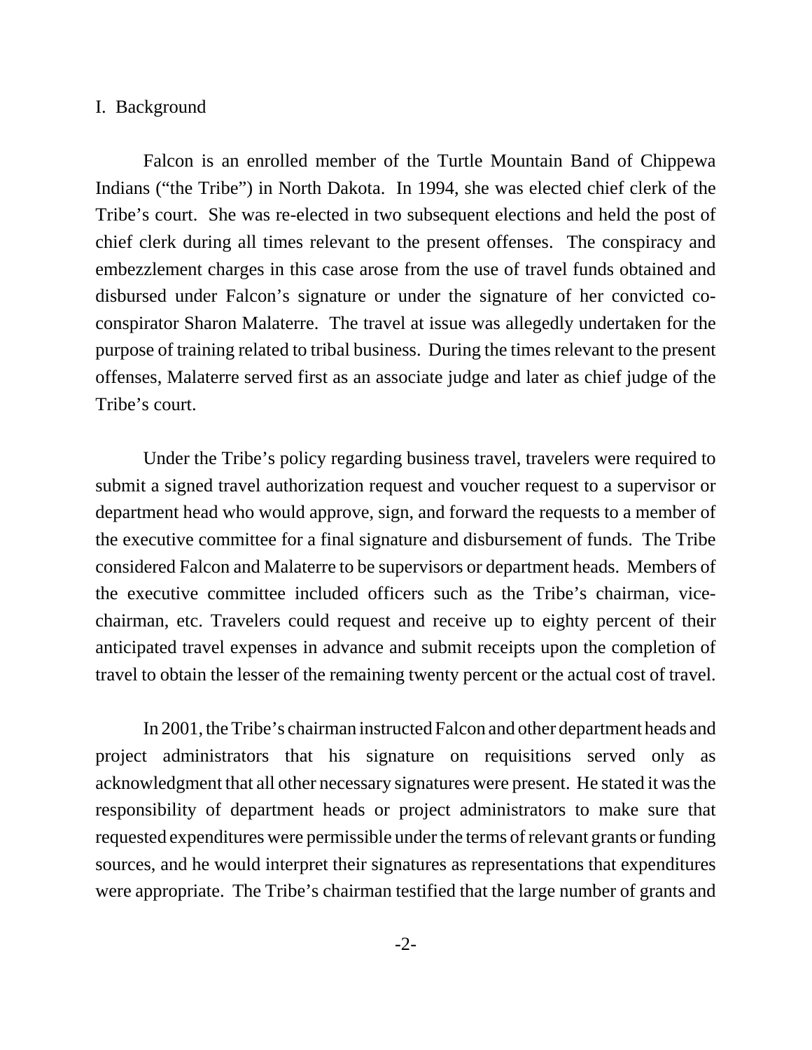## I. Background

Falcon is an enrolled member of the Turtle Mountain Band of Chippewa Indians ("the Tribe") in North Dakota. In 1994, she was elected chief clerk of the Tribe's court. She was re-elected in two subsequent elections and held the post of chief clerk during all times relevant to the present offenses. The conspiracy and embezzlement charges in this case arose from the use of travel funds obtained and disbursed under Falcon's signature or under the signature of her convicted co-conspirator Sharon Malaterre. The travel at issue was allegedly undertaken for the purpose of training related to tribal business. During the times relevant to the present offenses, Malaterre served first as an associate judge and later as chief judge of the Tribe's court.

Under the Tribe's policy regarding business travel, travelers were required to submit a signed travel authorization request and voucher request to a supervisor or department head who would approve, sign, and forward the requests to a member of the executive committee for a final signature and disbursement of funds. The Tribe considered Falcon and Malaterre to be supervisors or department heads. Members of the executive committee included officers such as the Tribe's chairman, vice-chairman, etc. Travelers could request and receive up to eighty percent of their anticipated travel expenses in advance and submit receipts upon the completion of travel to obtain the lesser of the remaining twenty percent or the actual cost of travel.

In 2001, the Tribe's chairman instructed Falcon and other department heads and project administrators that his signature on requisitions served only as acknowledgment that all other necessary signatures were present. He stated it was the responsibility of department heads or project administrators to make sure that requested expenditures were permissible under the terms of relevant grants or funding sources, and he would interpret their signatures as representations that expenditures were appropriate. The Tribe's chairman testified that the large number of grants and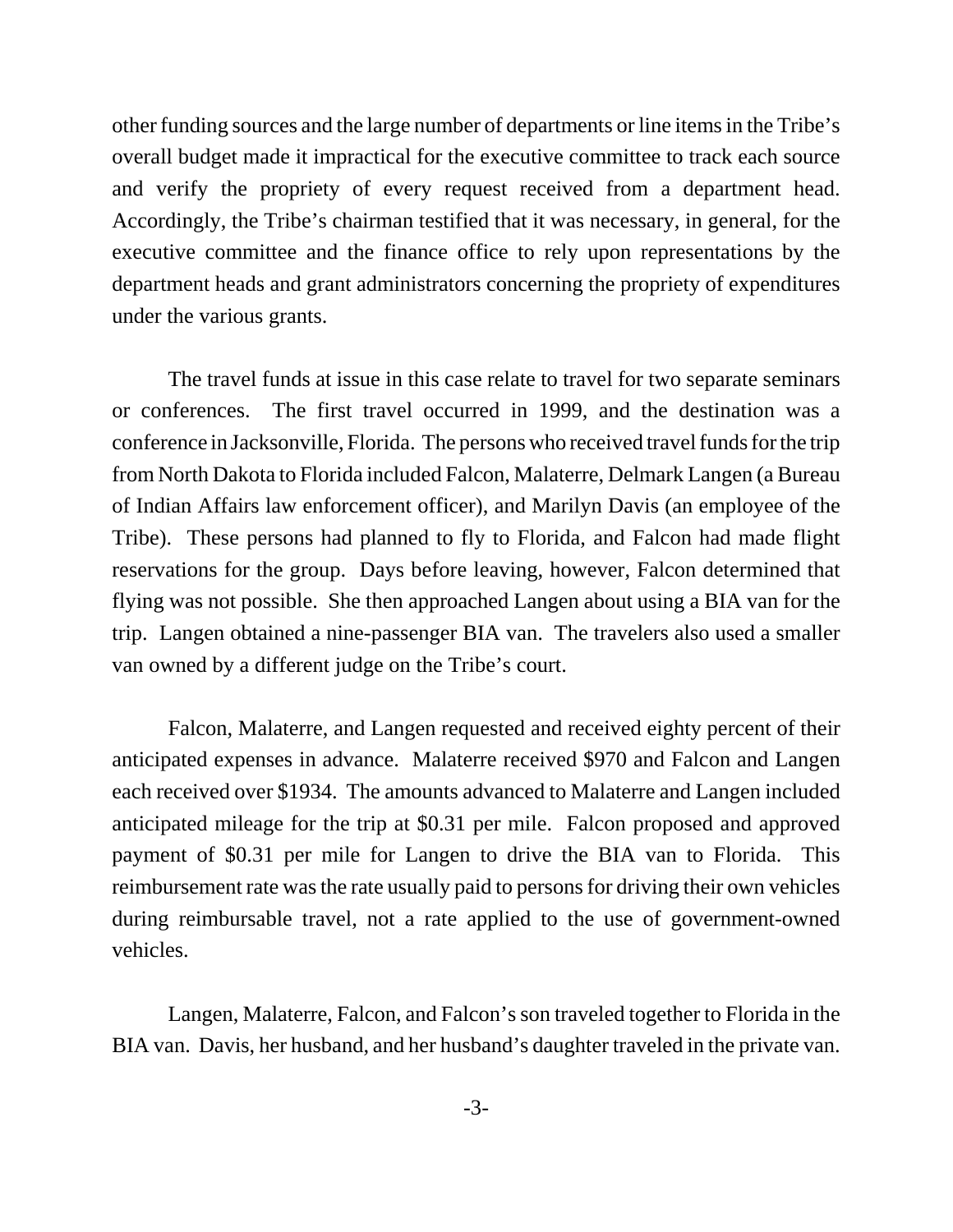other funding sources and the large number of departments or line items in the Tribe's overall budget made it impractical for the executive committee to track each source and verify the propriety of every request received from a department head. Accordingly, the Tribe's chairman testified that it was necessary, in general, for the executive committee and the finance office to rely upon representations by the department heads and grant administrators concerning the propriety of expenditures under the various grants.

The travel funds at issue in this case relate to travel for two separate seminars or conferences. The first travel occurred in 1999, and the destination was a conference in Jacksonville, Florida. The persons who received travel funds for the trip from North Dakota to Florida included Falcon, Malaterre, Delmark Langen (a Bureau of Indian Affairs law enforcement officer), and Marilyn Davis (an employee of the Tribe). These persons had planned to fly to Florida, and Falcon had made flight reservations for the group. Days before leaving, however, Falcon determined that flying was not possible. She then approached Langen about using a BIA van for the trip. Langen obtained a nine-passenger BIA van. The travelers also used a smaller van owned by a different judge on the Tribe's court.

Falcon, Malaterre, and Langen requested and received eighty percent of their anticipated expenses in advance. Malaterre received $970 and Falcon and Langen each received over $1934. The amounts advanced to Malaterre and Langen included anticipated mileage for the trip at $0.31 per mile. Falcon proposed and approved payment of $0.31 per mile for Langen to drive the BIA van to Florida. This reimbursement rate was the rate usually paid to persons for driving their own vehicles during reimbursable travel, not a rate applied to the use of government-owned vehicles.

Langen, Malaterre, Falcon, and Falcon's son traveled together to Florida in the BIA van. Davis, her husband, and her husband's daughter traveled in the private van.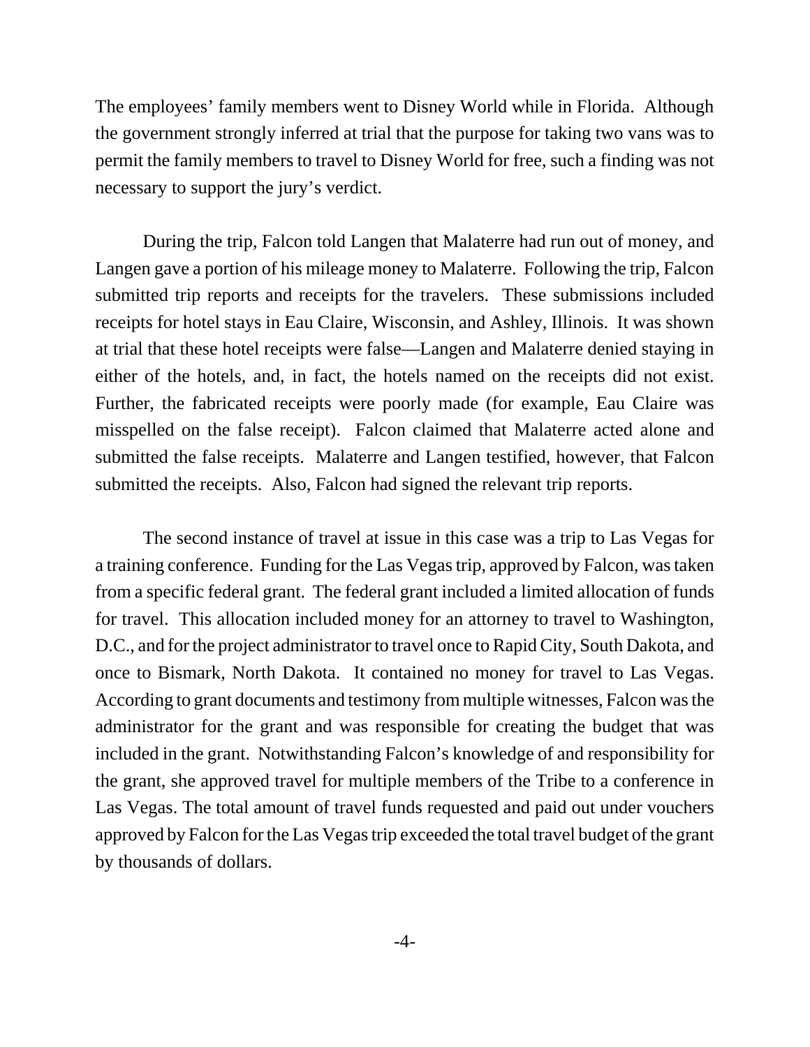The employees' family members went to Disney World while in Florida. Although the government strongly inferred at trial that the purpose for taking two vans was to permit the family members to travel to Disney World for free, such a finding was not necessary to support the jury's verdict.

During the trip, Falcon told Langen that Malaterre had run out of money, and Langen gave a portion of his mileage money to Malaterre. Following the trip, Falcon submitted trip reports and receipts for the travelers. These submissions included receipts for hotel stays in Eau Claire, Wisconsin, and Ashley, Illinois. It was shown at trial that these hotel receipts were false—Langen and Malaterre denied staying in either of the hotels, and, in fact, the hotels named on the receipts did not exist. Further, the fabricated receipts were poorly made (for example, Eau Claire was misspelled on the false receipt). Falcon claimed that Malaterre acted alone and submitted the false receipts. Malaterre and Langen testified, however, that Falcon submitted the receipts. Also, Falcon had signed the relevant trip reports.

The second instance of travel at issue in this case was a trip to Las Vegas for a training conference. Funding for the Las Vegas trip, approved by Falcon, was taken from a specific federal grant. The federal grant included a limited allocation of funds for travel. This allocation included money for an attorney to travel to Washington, D.C., and for the project administrator to travel once to Rapid City, South Dakota, and once to Bismark, North Dakota. It contained no money for travel to Las Vegas. According to grant documents and testimony from multiple witnesses, Falcon was the administrator for the grant and was responsible for creating the budget that was included in the grant. Notwithstanding Falcon's knowledge of and responsibility for the grant, she approved travel for multiple members of the Tribe to a conference in Las Vegas. The total amount of travel funds requested and paid out under vouchers approved by Falcon for the Las Vegas trip exceeded the total travel budget of the grant by thousands of dollars.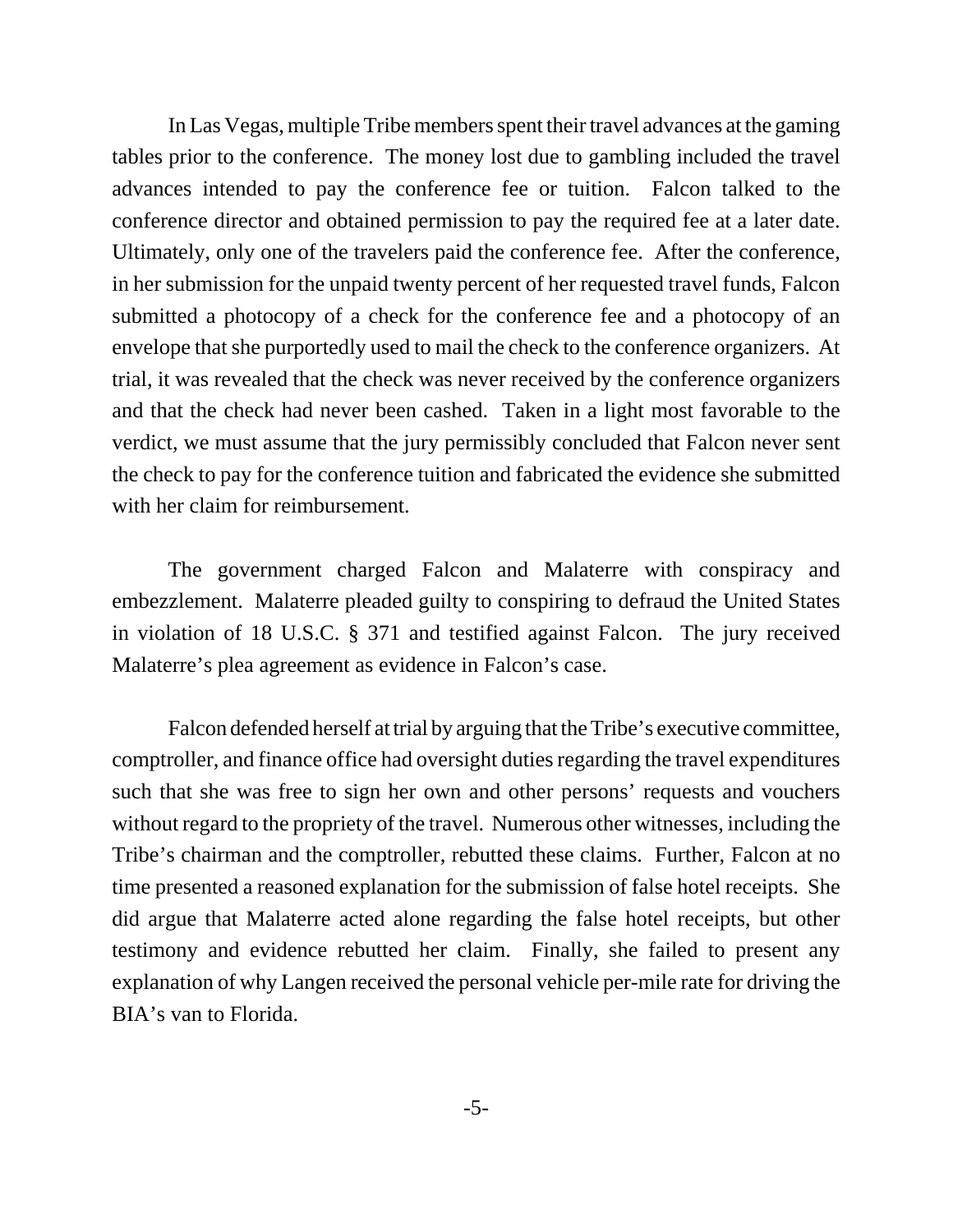In Las Vegas, multiple Tribe members spent their travel advances at the gaming tables prior to the conference. The money lost due to gambling included the travel advances intended to pay the conference fee or tuition. Falcon talked to the conference director and obtained permission to pay the required fee at a later date. Ultimately, only one of the travelers paid the conference fee. After the conference, in her submission for the unpaid twenty percent of her requested travel funds, Falcon submitted a photocopy of a check for the conference fee and a photocopy of an envelope that she purportedly used to mail the check to the conference organizers. At trial, it was revealed that the check was never received by the conference organizers and that the check had never been cashed. Taken in a light most favorable to the verdict, we must assume that the jury permissibly concluded that Falcon never sent the check to pay for the conference tuition and fabricated the evidence she submitted with her claim for reimbursement.

The government charged Falcon and Malaterre with conspiracy and embezzlement. Malaterre pleaded guilty to conspiring to defraud the United States in violation of 18 U.S.C. § 371 and testified against Falcon. The jury received Malaterre's plea agreement as evidence in Falcon's case.

Falcon defended herself at trial by arguing that the Tribe's executive committee, comptroller, and finance office had oversight duties regarding the travel expenditures such that she was free to sign her own and other persons' requests and vouchers without regard to the propriety of the travel. Numerous other witnesses, including the Tribe's chairman and the comptroller, rebutted these claims. Further, Falcon at no time presented a reasoned explanation for the submission of false hotel receipts. She did argue that Malaterre acted alone regarding the false hotel receipts, but other testimony and evidence rebutted her claim. Finally, she failed to present any explanation of why Langen received the personal vehicle per-mile rate for driving the BIA's van to Florida.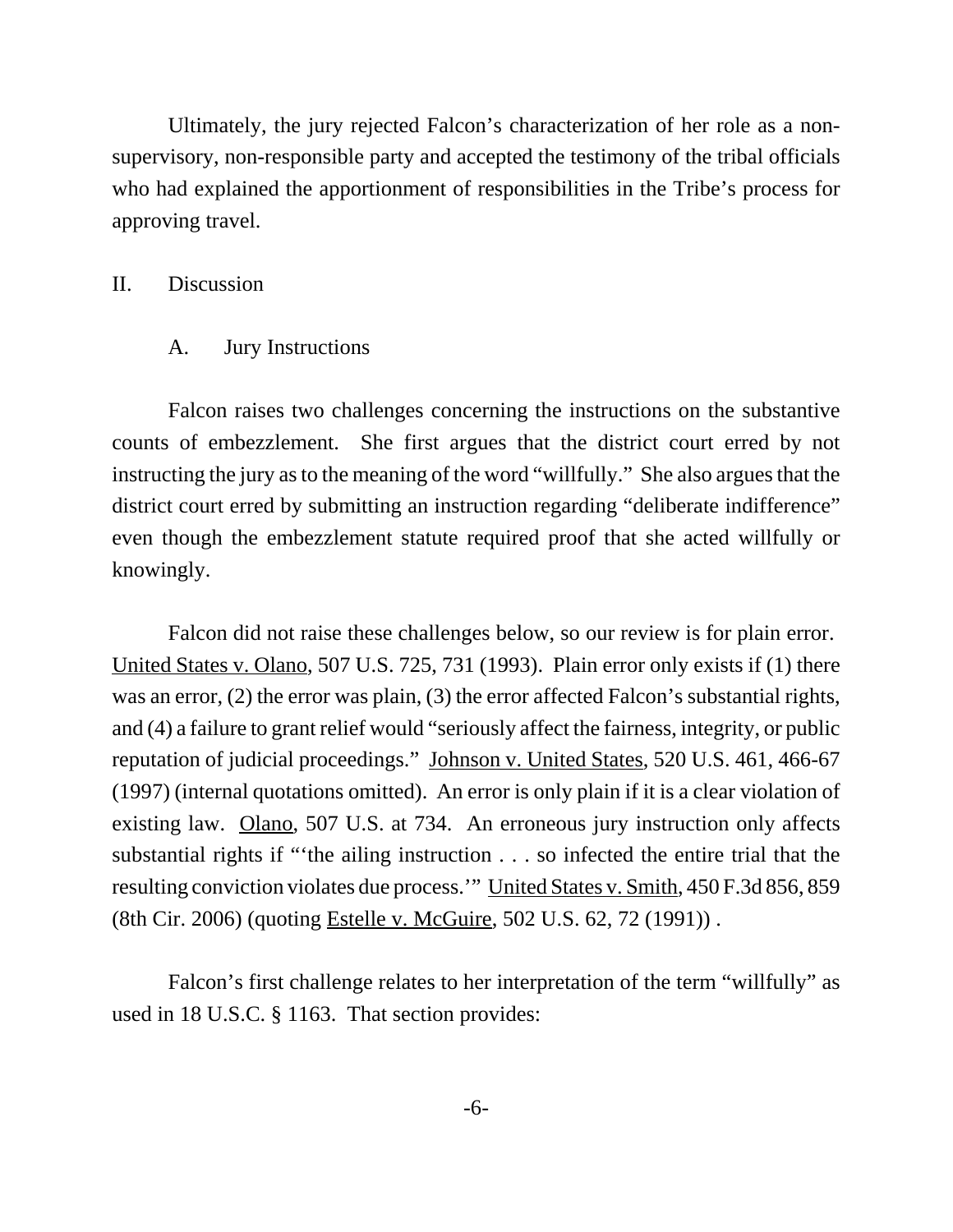Ultimately, the jury rejected Falcon's characterization of her role as a non-supervisory, non-responsible party and accepted the testimony of the tribal officials who had explained the apportionment of responsibilities in the Tribe's process for approving travel.

## II. Discussion

### A. Jury Instructions

Falcon raises two challenges concerning the instructions on the substantive counts of embezzlement. She first argues that the district court erred by not instructing the jury as to the meaning of the word "willfully." She also argues that the district court erred by submitting an instruction regarding "deliberate indifference" even though the embezzlement statute required proof that she acted willfully or knowingly.

Falcon did not raise these challenges below, so our review is for plain error. United States v. Olano, 507 U.S. 725, 731 (1993). Plain error only exists if (1) there was an error, (2) the error was plain, (3) the error affected Falcon's substantial rights, and (4) a failure to grant relief would "seriously affect the fairness, integrity, or public reputation of judicial proceedings." Johnson v. United States, 520 U.S. 461, 466-67 (1997) (internal quotations omitted). An error is only plain if it is a clear violation of existing law. Olano, 507 U.S. at 734. An erroneous jury instruction only affects substantial rights if "'the ailing instruction . . . so infected the entire trial that the resulting conviction violates due process.'" United States v. Smith, 450 F.3d 856, 859 (8th Cir. 2006) (quoting Estelle v. McGuire, 502 U.S. 62, 72 (1991)) .

Falcon's first challenge relates to her interpretation of the term "willfully" as used in 18 U.S.C. § 1163. That section provides: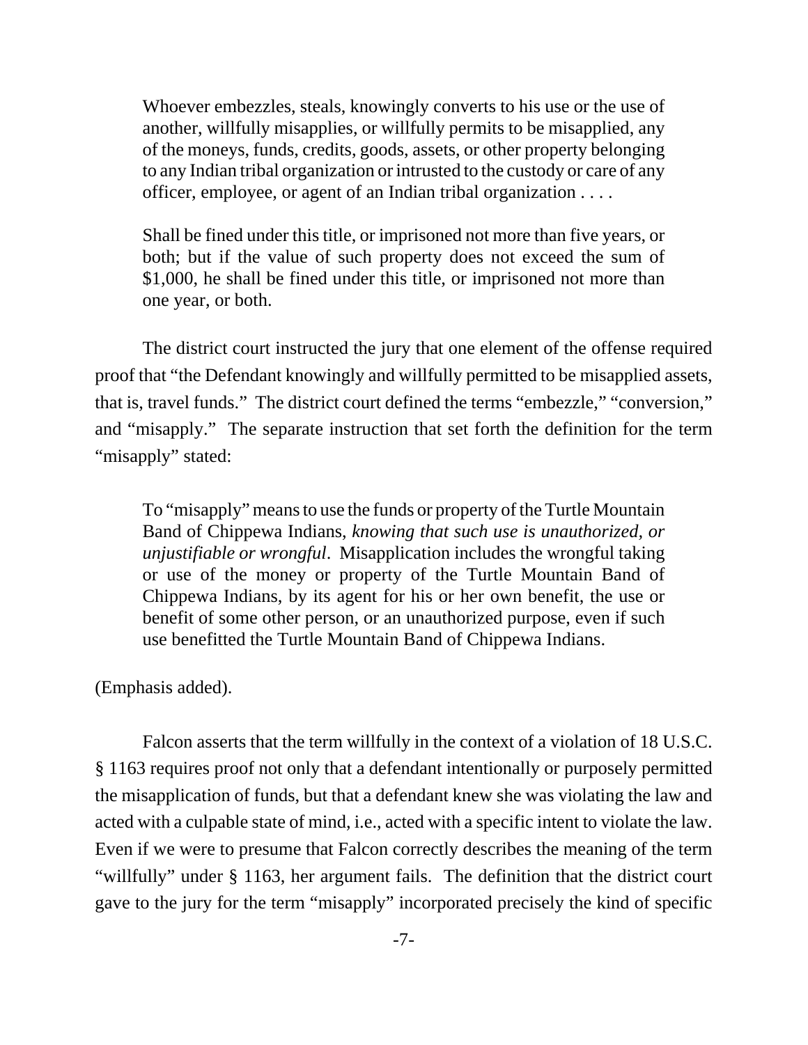> Whoever embezzles, steals, knowingly converts to his use or the use of another, willfully misapplies, or willfully permits to be misapplied, any of the moneys, funds, credits, goods, assets, or other property belonging to any Indian tribal organization or intrusted to the custody or care of any officer, employee, or agent of an Indian tribal organization . . . .
>
> Shall be fined under this title, or imprisoned not more than five years, or both; but if the value of such property does not exceed the sum of $1,000, he shall be fined under this title, or imprisoned not more than one year, or both.

The district court instructed the jury that one element of the offense required proof that "the Defendant knowingly and willfully permitted to be misapplied assets, that is, travel funds." The district court defined the terms "embezzle," "conversion," and "misapply." The separate instruction that set forth the definition for the term "misapply" stated:

> To "misapply" means to use the funds or property of the Turtle Mountain Band of Chippewa Indians, *knowing that such use is unauthorized, or unjustifiable or wrongful*. Misapplication includes the wrongful taking or use of the money or property of the Turtle Mountain Band of Chippewa Indians, by its agent for his or her own benefit, the use or benefit of some other person, or an unauthorized purpose, even if such use benefitted the Turtle Mountain Band of Chippewa Indians.

(Emphasis added).

Falcon asserts that the term willfully in the context of a violation of 18 U.S.C. § 1163 requires proof not only that a defendant intentionally or purposely permitted the misapplication of funds, but that a defendant knew she was violating the law and acted with a culpable state of mind, i.e., acted with a specific intent to violate the law. Even if we were to presume that Falcon correctly describes the meaning of the term "willfully" under § 1163, her argument fails. The definition that the district court gave to the jury for the term "misapply" incorporated precisely the kind of specific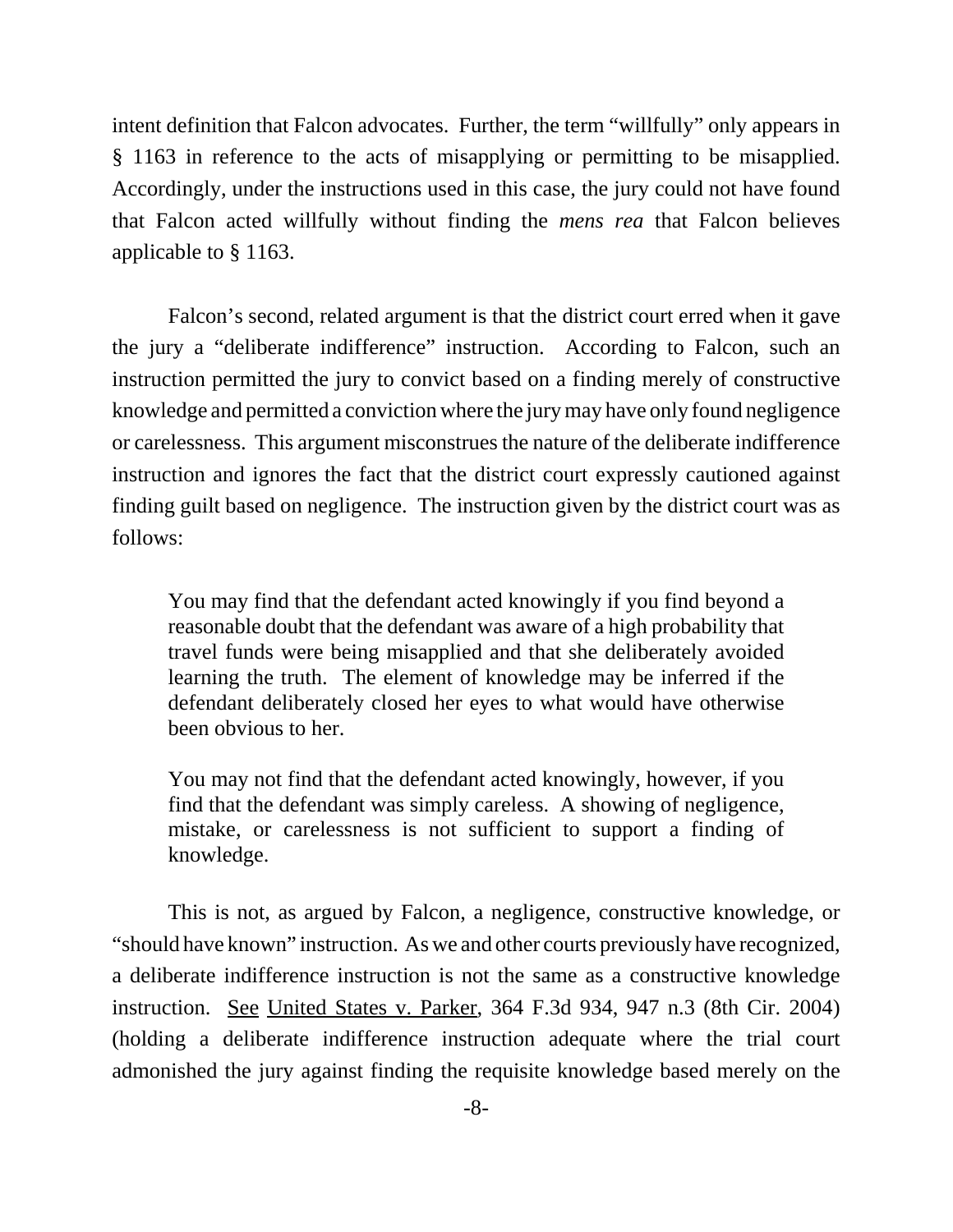intent definition that Falcon advocates. Further, the term "willfully" only appears in § 1163 in reference to the acts of misapplying or permitting to be misapplied. Accordingly, under the instructions used in this case, the jury could not have found that Falcon acted willfully without finding the *mens rea* that Falcon believes applicable to § 1163.

Falcon's second, related argument is that the district court erred when it gave the jury a "deliberate indifference" instruction. According to Falcon, such an instruction permitted the jury to convict based on a finding merely of constructive knowledge and permitted a conviction where the jury may have only found negligence or carelessness. This argument misconstrues the nature of the deliberate indifference instruction and ignores the fact that the district court expressly cautioned against finding guilt based on negligence. The instruction given by the district court was as follows:

> You may find that the defendant acted knowingly if you find beyond a reasonable doubt that the defendant was aware of a high probability that travel funds were being misapplied and that she deliberately avoided learning the truth. The element of knowledge may be inferred if the defendant deliberately closed her eyes to what would have otherwise been obvious to her.
>
> You may not find that the defendant acted knowingly, however, if you find that the defendant was simply careless. A showing of negligence, mistake, or carelessness is not sufficient to support a finding of knowledge.

This is not, as argued by Falcon, a negligence, constructive knowledge, or "should have known" instruction. As we and other courts previously have recognized, a deliberate indifference instruction is not the same as a constructive knowledge instruction. See United States v. Parker, 364 F.3d 934, 947 n.3 (8th Cir. 2004) (holding a deliberate indifference instruction adequate where the trial court admonished the jury against finding the requisite knowledge based merely on the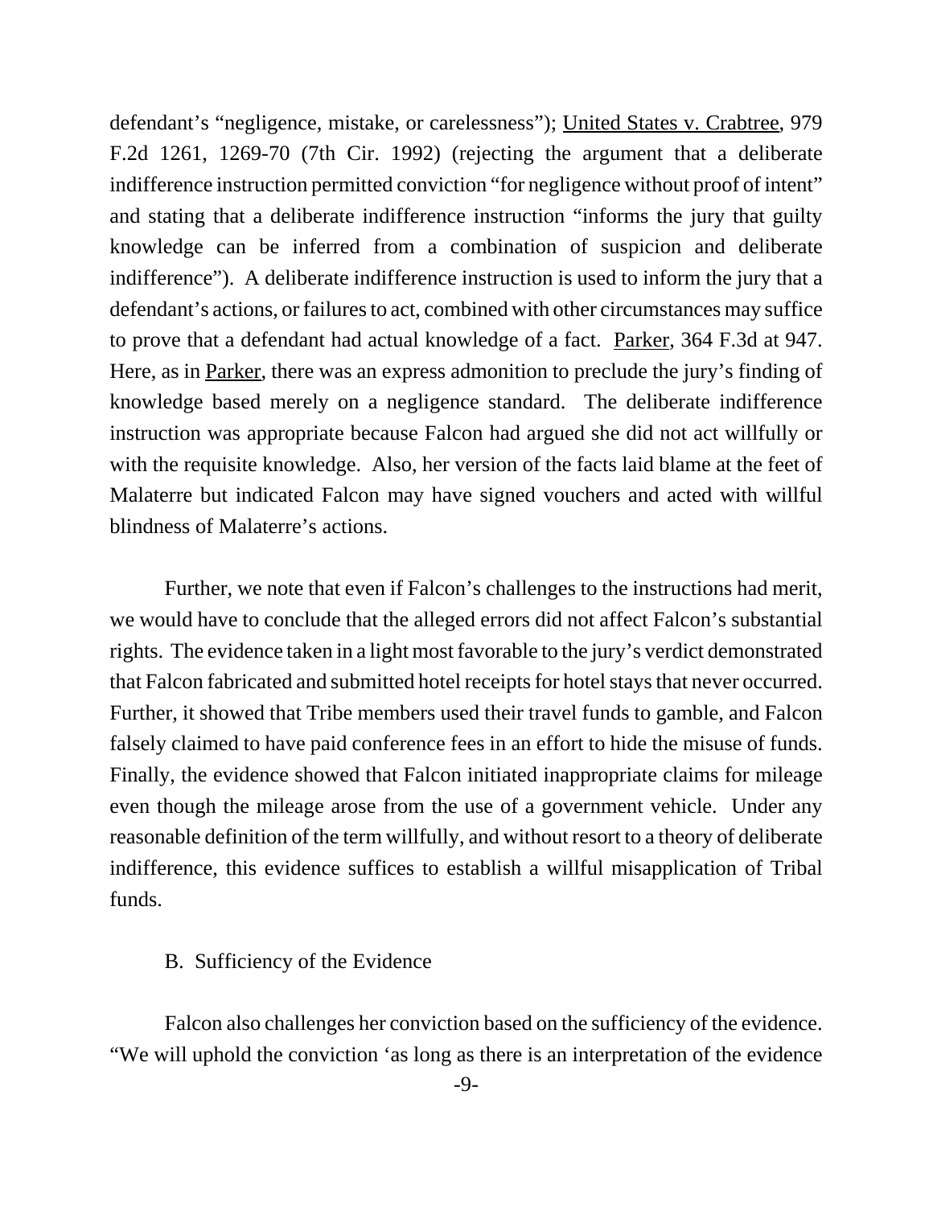defendant's "negligence, mistake, or carelessness"); United States v. Crabtree, 979 F.2d 1261, 1269-70 (7th Cir. 1992) (rejecting the argument that a deliberate indifference instruction permitted conviction "for negligence without proof of intent" and stating that a deliberate indifference instruction "informs the jury that guilty knowledge can be inferred from a combination of suspicion and deliberate indifference"). A deliberate indifference instruction is used to inform the jury that a defendant's actions, or failures to act, combined with other circumstances may suffice to prove that a defendant had actual knowledge of a fact. Parker, 364 F.3d at 947. Here, as in Parker, there was an express admonition to preclude the jury's finding of knowledge based merely on a negligence standard. The deliberate indifference instruction was appropriate because Falcon had argued she did not act willfully or with the requisite knowledge. Also, her version of the facts laid blame at the feet of Malaterre but indicated Falcon may have signed vouchers and acted with willful blindness of Malaterre's actions.

Further, we note that even if Falcon's challenges to the instructions had merit, we would have to conclude that the alleged errors did not affect Falcon's substantial rights. The evidence taken in a light most favorable to the jury's verdict demonstrated that Falcon fabricated and submitted hotel receipts for hotel stays that never occurred. Further, it showed that Tribe members used their travel funds to gamble, and Falcon falsely claimed to have paid conference fees in an effort to hide the misuse of funds. Finally, the evidence showed that Falcon initiated inappropriate claims for mileage even though the mileage arose from the use of a government vehicle. Under any reasonable definition of the term willfully, and without resort to a theory of deliberate indifference, this evidence suffices to establish a willful misapplication of Tribal funds.

B. Sufficiency of the Evidence

Falcon also challenges her conviction based on the sufficiency of the evidence. "We will uphold the conviction 'as long as there is an interpretation of the evidence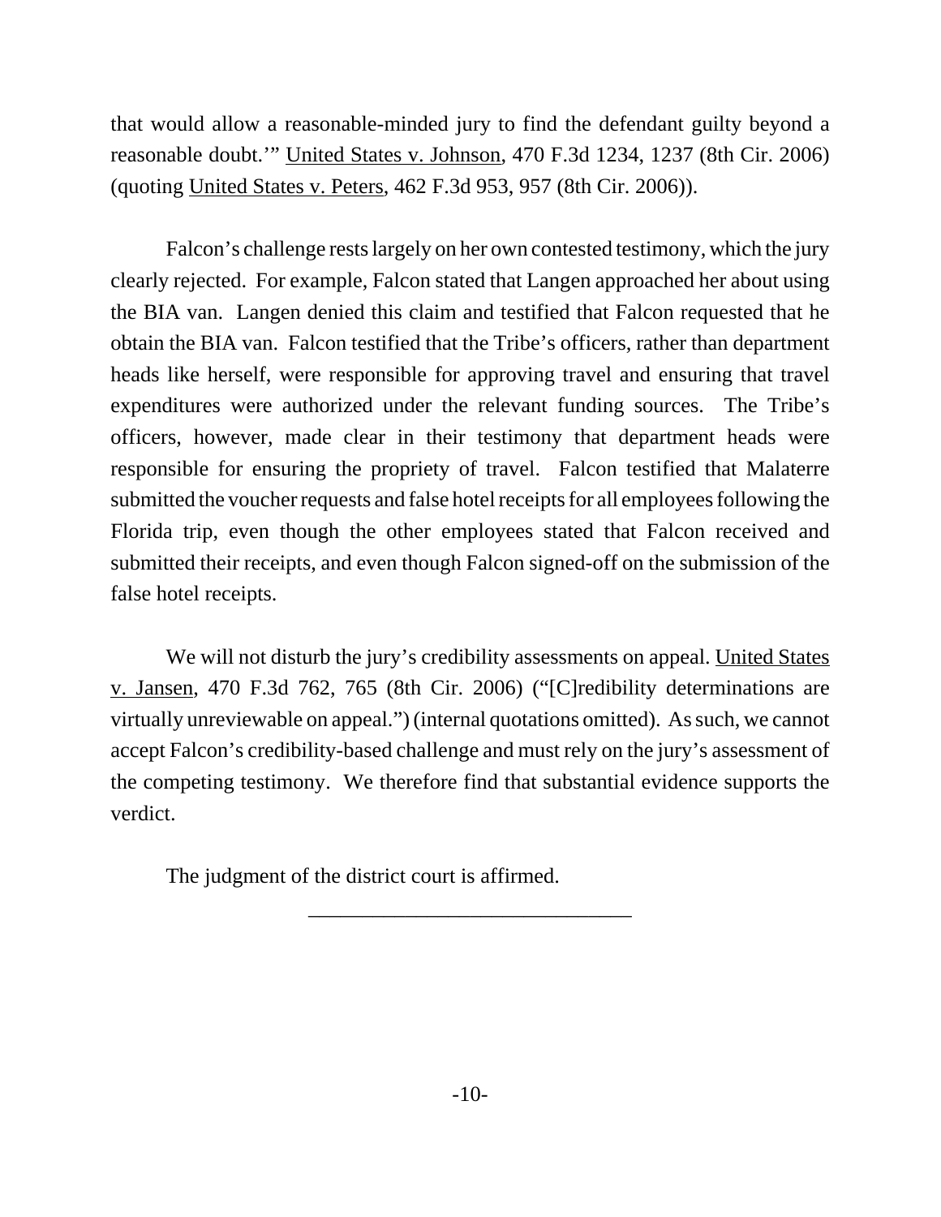that would allow a reasonable-minded jury to find the defendant guilty beyond a reasonable doubt.'" United States v. Johnson, 470 F.3d 1234, 1237 (8th Cir. 2006) (quoting United States v. Peters, 462 F.3d 953, 957 (8th Cir. 2006)).

Falcon's challenge rests largely on her own contested testimony, which the jury clearly rejected. For example, Falcon stated that Langen approached her about using the BIA van. Langen denied this claim and testified that Falcon requested that he obtain the BIA van. Falcon testified that the Tribe's officers, rather than department heads like herself, were responsible for approving travel and ensuring that travel expenditures were authorized under the relevant funding sources. The Tribe's officers, however, made clear in their testimony that department heads were responsible for ensuring the propriety of travel. Falcon testified that Malaterre submitted the voucher requests and false hotel receipts for all employees following the Florida trip, even though the other employees stated that Falcon received and submitted their receipts, and even though Falcon signed-off on the submission of the false hotel receipts.

We will not disturb the jury's credibility assessments on appeal. United States v. Jansen, 470 F.3d 762, 765 (8th Cir. 2006) ("[C]redibility determinations are virtually unreviewable on appeal.") (internal quotations omitted). As such, we cannot accept Falcon's credibility-based challenge and must rely on the jury's assessment of the competing testimony. We therefore find that substantial evidence supports the verdict.

The judgment of the district court is affirmed.

______________________________